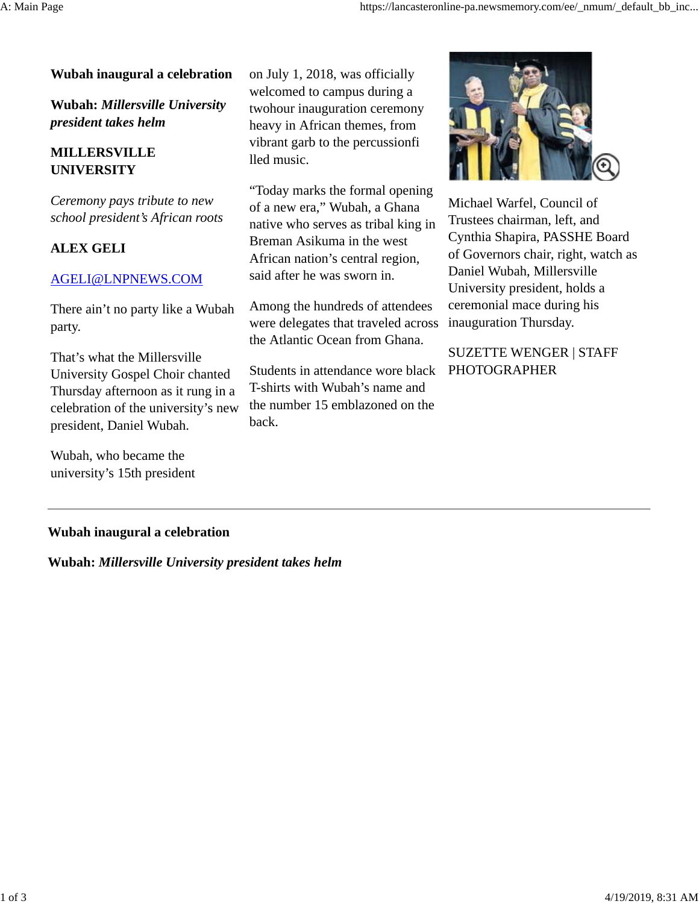**Wubah inaugural a celebration**

**Wubah:** ***Millersville University president takes helm***

**MILLERSVILLE UNIVERSITY**

*Ceremony pays tribute to new school president's African roots*

**ALEX GELI**

AGELI@LNPNEWS.COM

There ain't no party like a Wubah party.

That's what the Millersville University Gospel Choir chanted Thursday afternoon as it rung in a celebration of the university's new president, Daniel Wubah.

Wubah, who became the university's 15th president on July 1, 2018, was officially welcomed to campus during a twohour inauguration ceremony heavy in African themes, from vibrant garb to the percussionfi lled music.

"Today marks the formal opening of a new era," Wubah, a Ghana native who serves as tribal king in Breman Asikuma in the west African nation's central region, said after he was sworn in.

Among the hundreds of attendees were delegates that traveled across the Atlantic Ocean from Ghana.

Students in attendance wore black T-shirts with Wubah's name and the number 15 emblazoned on the back.

Michael Warfel, Council of Trustees chairman, left, and Cynthia Shapira, PASSHE Board of Governors chair, right, watch as Daniel Wubah, Millersville University president, holds a ceremonial mace during his inauguration Thursday.

SUZETTE WENGER | STAFF PHOTOGRAPHER

---

**Wubah inaugural a celebration**

**Wubah:** ***Millersville University president takes helm***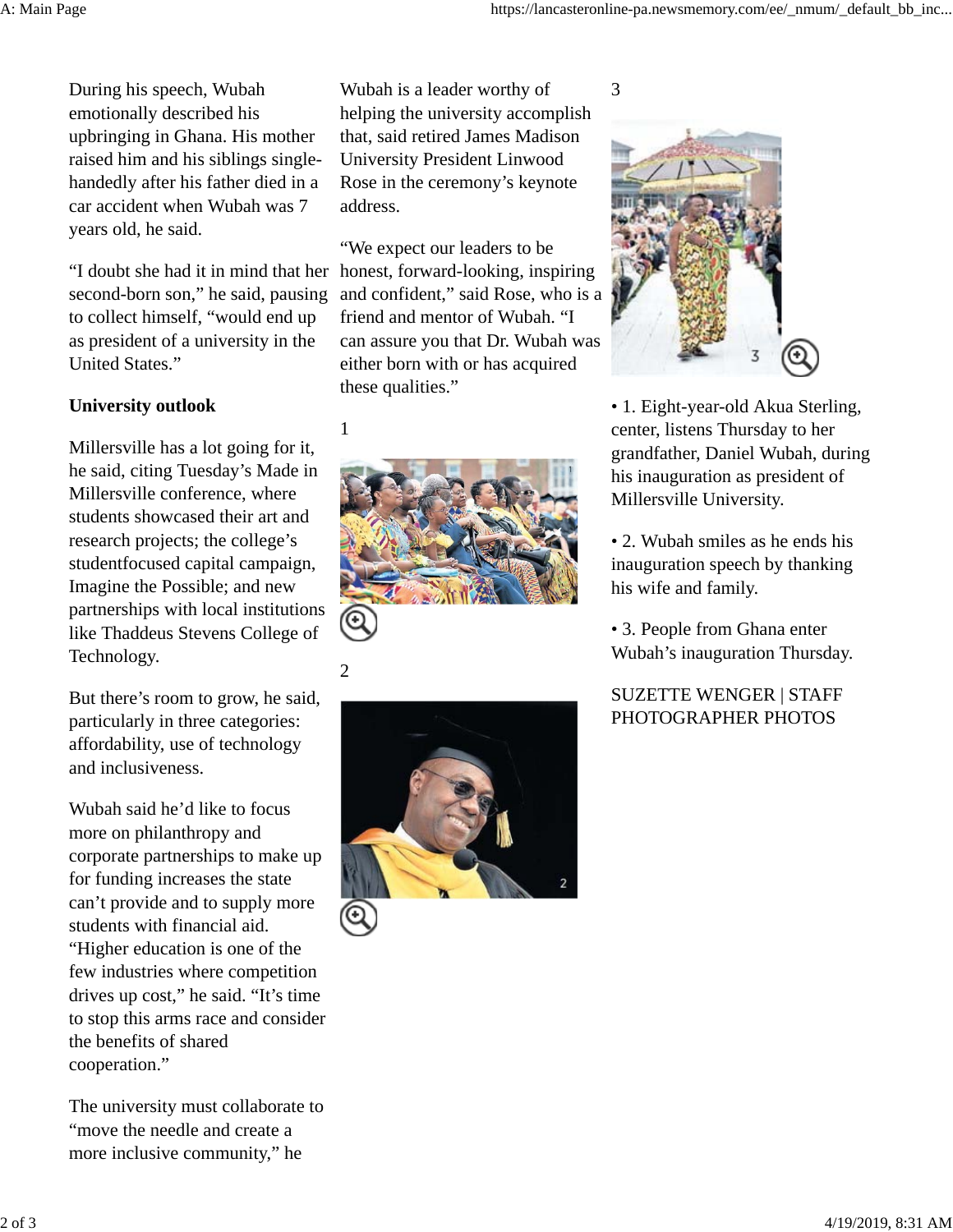During his speech, Wubah emotionally described his upbringing in Ghana. His mother raised him and his siblings single-handedly after his father died in a car accident when Wubah was 7 years old, he said.

"I doubt she had it in mind that her second-born son," he said, pausing to collect himself, "would end up as president of a university in the United States."

**University outlook**

Millersville has a lot going for it, he said, citing Tuesday's Made in Millersville conference, where students showcased their art and research projects; the college's studentfocused capital campaign, Imagine the Possible; and new partnerships with local institutions like Thaddeus Stevens College of Technology.

But there's room to grow, he said, particularly in three categories: affordability, use of technology and inclusiveness.

Wubah said he'd like to focus more on philanthropy and corporate partnerships to make up for funding increases the state can't provide and to supply more students with financial aid. "Higher education is one of the few industries where competition drives up cost," he said. "It's time to stop this arms race and consider the benefits of shared cooperation."

The university must collaborate to "move the needle and create a more inclusive community," he

Wubah is a leader worthy of helping the university accomplish that, said retired James Madison University President Linwood Rose in the ceremony's keynote address.

"We expect our leaders to be honest, forward-looking, inspiring and confident," said Rose, who is a friend and mentor of Wubah. "I can assure you that Dr. Wubah was either born with or has acquired these qualities."

1

2

3

• 1. Eight-year-old Akua Sterling, center, listens Thursday to her grandfather, Daniel Wubah, during his inauguration as president of Millersville University.

• 2. Wubah smiles as he ends his inauguration speech by thanking his wife and family.

• 3. People from Ghana enter Wubah's inauguration Thursday.

SUZETTE WENGER | STAFF PHOTOGRAPHER PHOTOS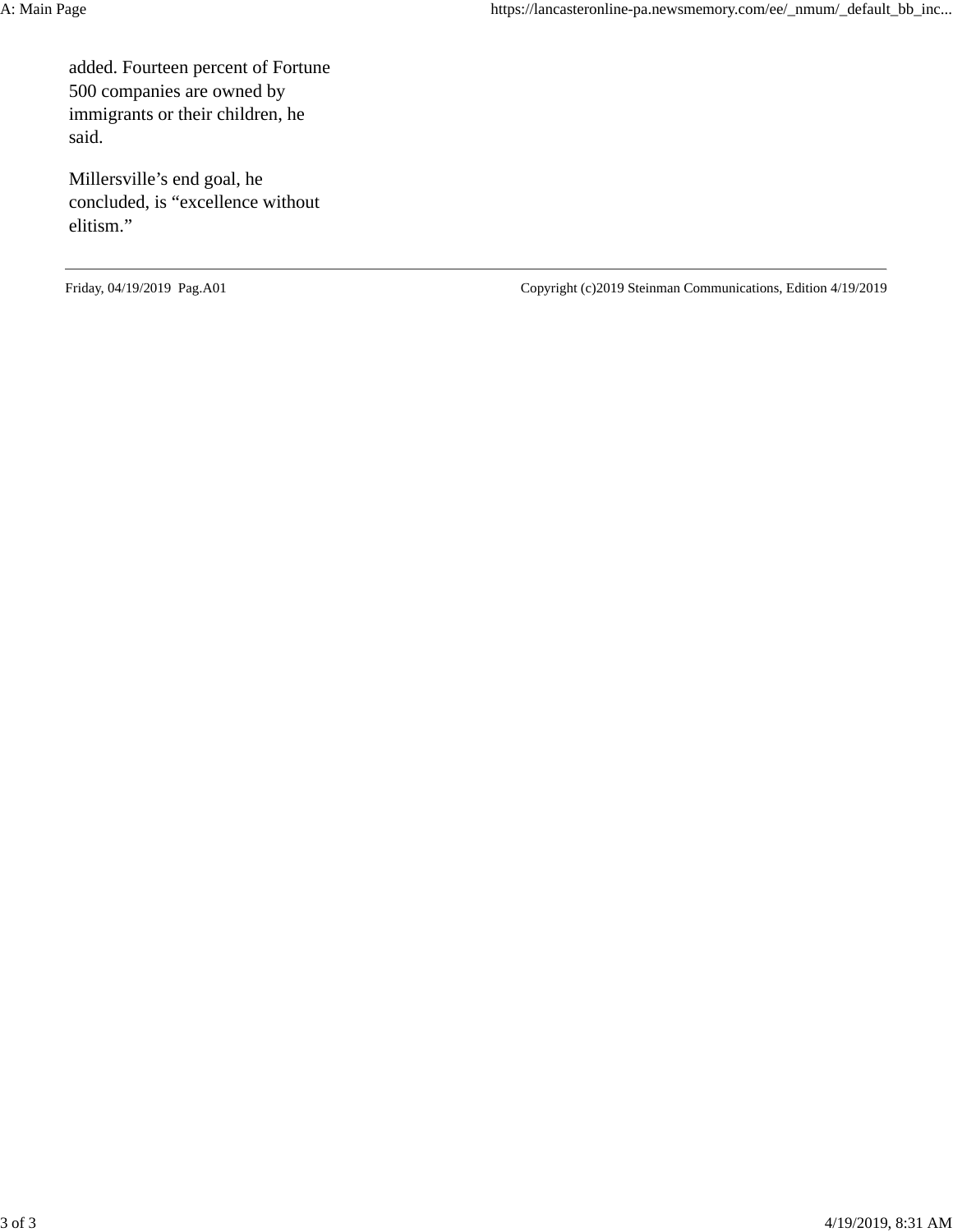added. Fourteen percent of Fortune 500 companies are owned by immigrants or their children, he said.

Millersville's end goal, he concluded, is "excellence without elitism."

---

Friday, 04/19/2019 Pag.A01 Copyright (c)2019 Steinman Communications, Edition 4/19/2019